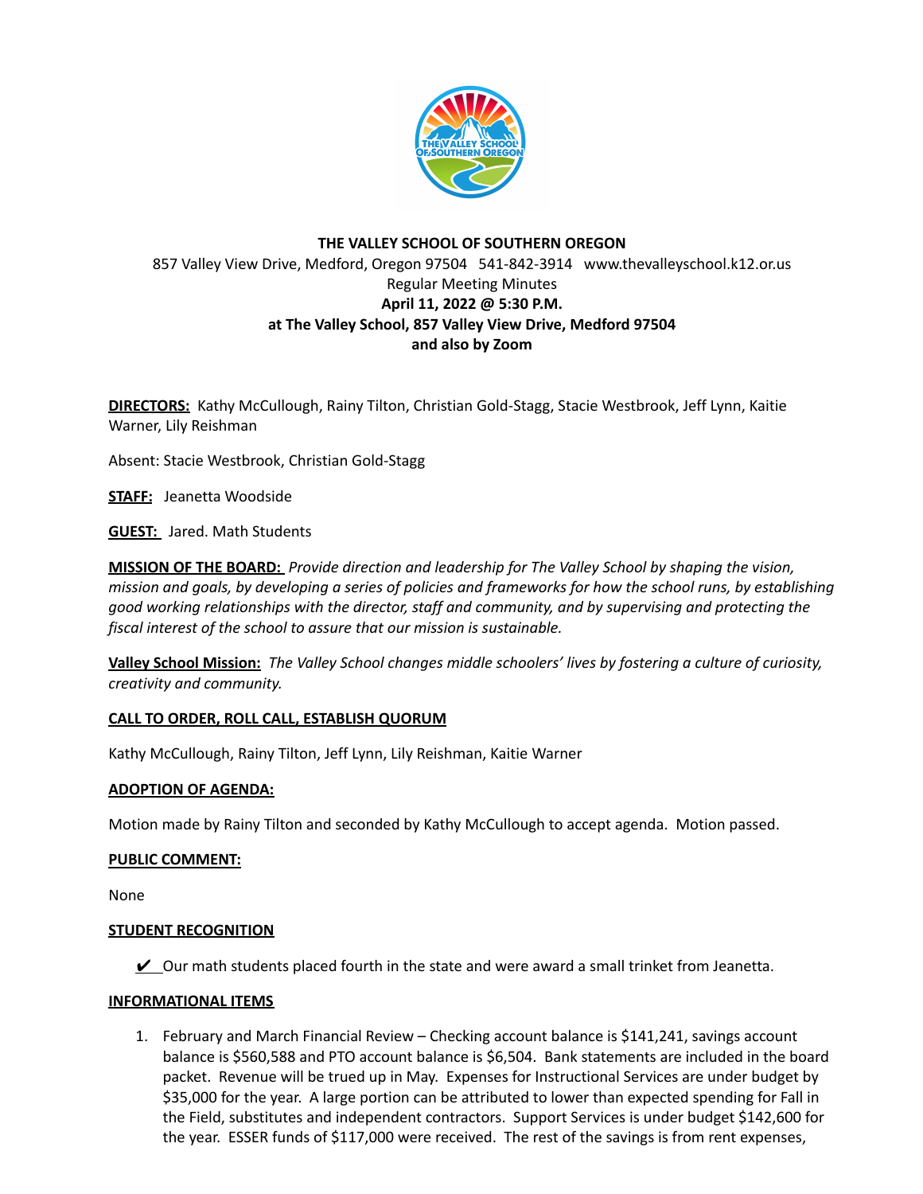**THE VALLEY SCHOOL OF SOUTHERN OREGON**
857 Valley View Drive, Medford, Oregon 97504 541-842-3914 www.thevalleyschool.k12.or.us
Regular Meeting Minutes
**April 11, 2022 @ 5:30 P.M.**
**at The Valley School, 857 Valley View Drive, Medford 97504**
**and also by Zoom**

**DIRECTORS:** Kathy McCullough, Rainy Tilton, Christian Gold-Stagg, Stacie Westbrook, Jeff Lynn, Kaitie Warner, Lily Reishman

Absent: Stacie Westbrook, Christian Gold-Stagg

**STAFF:** Jeanetta Woodside

**GUEST:** Jared. Math Students

**MISSION OF THE BOARD:** *Provide direction and leadership for The Valley School by shaping the vision, mission and goals, by developing a series of policies and frameworks for how the school runs, by establishing good working relationships with the director, staff and community, and by supervising and protecting the fiscal interest of the school to assure that our mission is sustainable.*

**Valley School Mission:** *The Valley School changes middle schoolers' lives by fostering a culture of curiosity, creativity and community.*

**CALL TO ORDER, ROLL CALL, ESTABLISH QUORUM**

Kathy McCullough, Rainy Tilton, Jeff Lynn, Lily Reishman, Kaitie Warner

**ADOPTION OF AGENDA:**

Motion made by Rainy Tilton and seconded by Kathy McCullough to accept agenda. Motion passed.

**PUBLIC COMMENT:**

None

**STUDENT RECOGNITION**

✔ Our math students placed fourth in the state and were award a small trinket from Jeanetta.

**INFORMATIONAL ITEMS**

1. February and March Financial Review – Checking account balance is $141,241, savings account balance is $560,588 and PTO account balance is $6,504. Bank statements are included in the board packet. Revenue will be trued up in May. Expenses for Instructional Services are under budget by $35,000 for the year. A large portion can be attributed to lower than expected spending for Fall in the Field, substitutes and independent contractors. Support Services is under budget $142,600 for the year. ESSER funds of $117,000 were received. The rest of the savings is from rent expenses,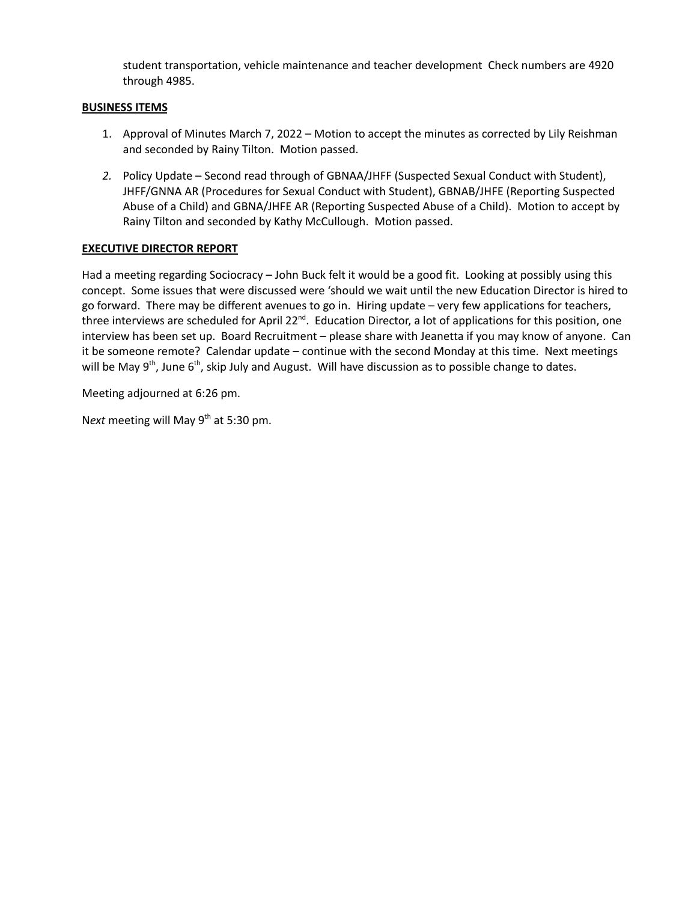student transportation, vehicle maintenance and teacher development  Check numbers are 4920 through 4985.

**BUSINESS ITEMS**

1. Approval of Minutes March 7, 2022 – Motion to accept the minutes as corrected by Lily Reishman and seconded by Rainy Tilton.  Motion passed.
2. Policy Update – Second read through of GBNAA/JHFF (Suspected Sexual Conduct with Student), JHFF/GNNA AR (Procedures for Sexual Conduct with Student), GBNAB/JHFE (Reporting Suspected Abuse of a Child) and GBNA/JHFE AR (Reporting Suspected Abuse of a Child).  Motion to accept by Rainy Tilton and seconded by Kathy McCullough.  Motion passed.

**EXECUTIVE DIRECTOR REPORT**

Had a meeting regarding Sociocracy – John Buck felt it would be a good fit.  Looking at possibly using this concept.  Some issues that were discussed were 'should we wait until the new Education Director is hired to go forward.  There may be different avenues to go in.  Hiring update – very few applications for teachers, three interviews are scheduled for April 22nd.  Education Director, a lot of applications for this position, one interview has been set up.  Board Recruitment – please share with Jeanetta if you may know of anyone.  Can it be someone remote?  Calendar update – continue with the second Monday at this time.  Next meetings will be May 9th, June 6th, skip July and August.  Will have discussion as to possible change to dates.

Meeting adjourned at 6:26 pm.

N*ext* meeting will May 9th at 5:30 pm.